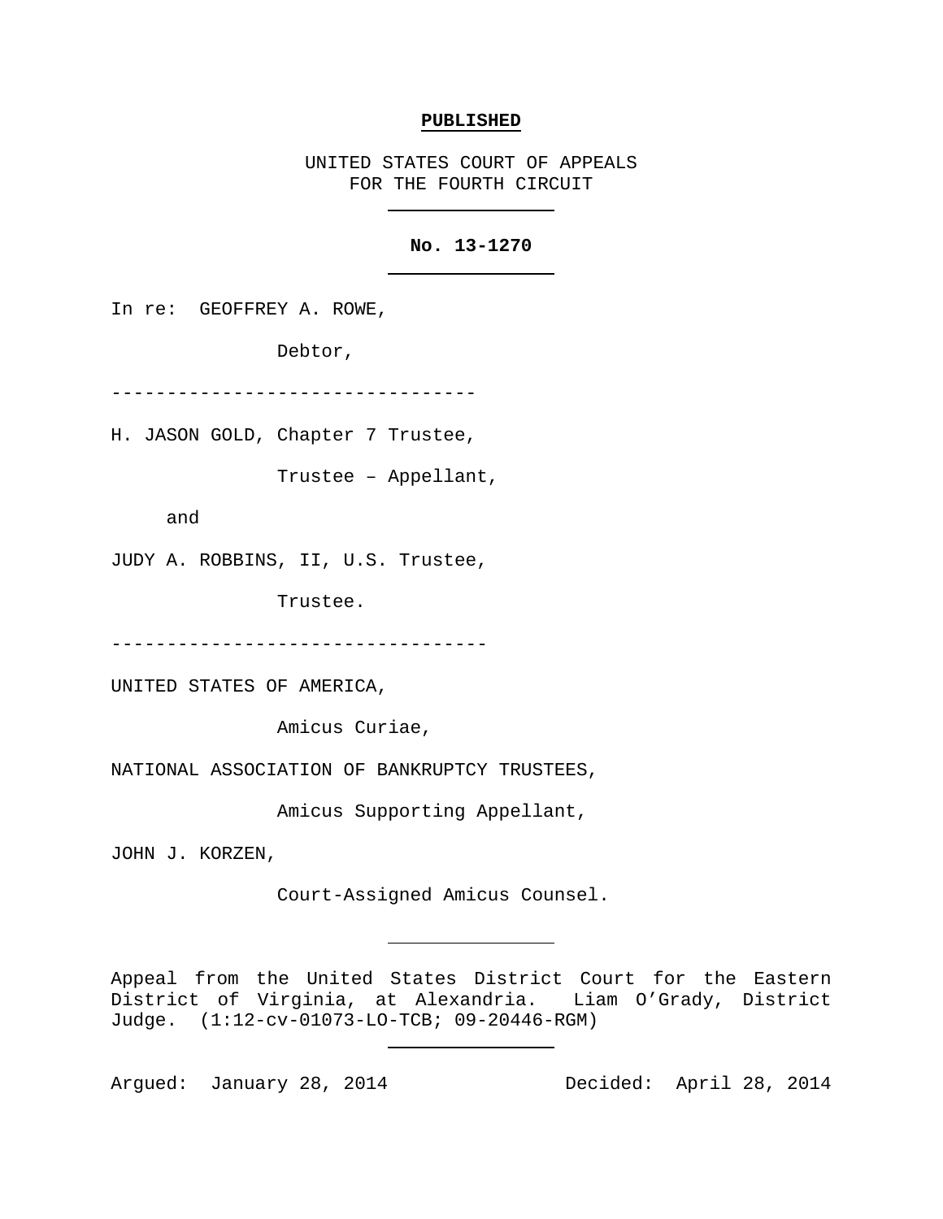**PUBLISHED**

UNITED STATES COURT OF APPEALS
FOR THE FOURTH CIRCUIT

---

**No. 13-1270**

---

In re: GEOFFREY A. ROWE,

Debtor,

--------------------------------

H. JASON GOLD, Chapter 7 Trustee,

Trustee – Appellant,

and

JUDY A. ROBBINS, II, U.S. Trustee,

Trustee.

---------------------------------

UNITED STATES OF AMERICA,

Amicus Curiae,

NATIONAL ASSOCIATION OF BANKRUPTCY TRUSTEES,

Amicus Supporting Appellant,

JOHN J. KORZEN,

Court-Assigned Amicus Counsel.

---

Appeal from the United States District Court for the Eastern District of Virginia, at Alexandria. Liam O'Grady, District Judge. (1:12-cv-01073-LO-TCB; 09-20446-RGM)

---

Argued: January 28, 2014 Decided: April 28, 2014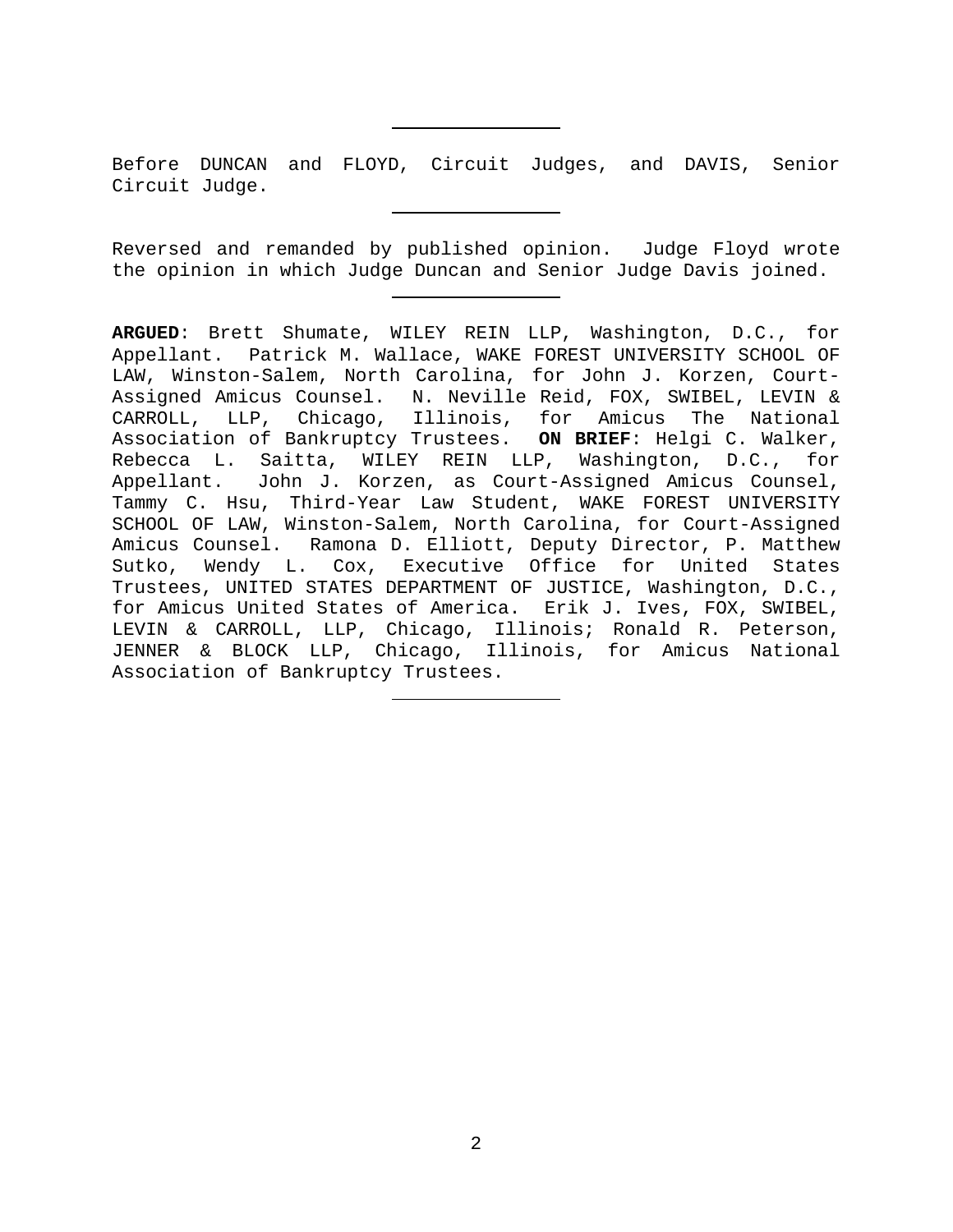---

Before DUNCAN and FLOYD, Circuit Judges, and DAVIS, Senior Circuit Judge.

---

Reversed and remanded by published opinion. Judge Floyd wrote the opinion in which Judge Duncan and Senior Judge Davis joined.

---

**ARGUED**: Brett Shumate, WILEY REIN LLP, Washington, D.C., for Appellant. Patrick M. Wallace, WAKE FOREST UNIVERSITY SCHOOL OF LAW, Winston-Salem, North Carolina, for John J. Korzen, Court-Assigned Amicus Counsel. N. Neville Reid, FOX, SWIBEL, LEVIN & CARROLL, LLP, Chicago, Illinois, for Amicus The National Association of Bankruptcy Trustees. **ON BRIEF**: Helgi C. Walker, Rebecca L. Saitta, WILEY REIN LLP, Washington, D.C., for Appellant. John J. Korzen, as Court-Assigned Amicus Counsel, Tammy C. Hsu, Third-Year Law Student, WAKE FOREST UNIVERSITY SCHOOL OF LAW, Winston-Salem, North Carolina, for Court-Assigned Amicus Counsel. Ramona D. Elliott, Deputy Director, P. Matthew Sutko, Wendy L. Cox, Executive Office for United States Trustees, UNITED STATES DEPARTMENT OF JUSTICE, Washington, D.C., for Amicus United States of America. Erik J. Ives, FOX, SWIBEL, LEVIN & CARROLL, LLP, Chicago, Illinois; Ronald R. Peterson, JENNER & BLOCK LLP, Chicago, Illinois, for Amicus National Association of Bankruptcy Trustees.

---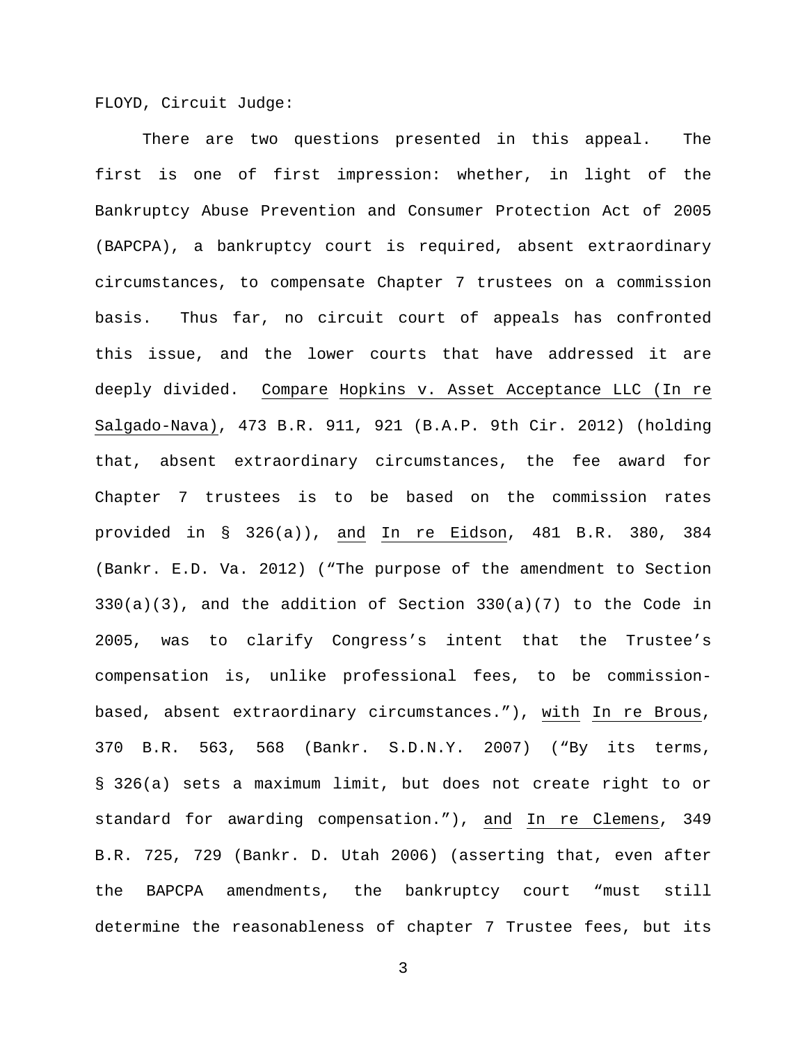FLOYD, Circuit Judge:

There are two questions presented in this appeal. The first is one of first impression: whether, in light of the Bankruptcy Abuse Prevention and Consumer Protection Act of 2005 (BAPCPA), a bankruptcy court is required, absent extraordinary circumstances, to compensate Chapter 7 trustees on a commission basis. Thus far, no circuit court of appeals has confronted this issue, and the lower courts that have addressed it are deeply divided. Compare Hopkins v. Asset Acceptance LLC (In re Salgado-Nava), 473 B.R. 911, 921 (B.A.P. 9th Cir. 2012) (holding that, absent extraordinary circumstances, the fee award for Chapter 7 trustees is to be based on the commission rates provided in § 326(a)), and In re Eidson, 481 B.R. 380, 384 (Bankr. E.D. Va. 2012) ("The purpose of the amendment to Section 330(a)(3), and the addition of Section 330(a)(7) to the Code in 2005, was to clarify Congress's intent that the Trustee's compensation is, unlike professional fees, to be commission-based, absent extraordinary circumstances."), with In re Brous, 370 B.R. 563, 568 (Bankr. S.D.N.Y. 2007) ("By its terms, § 326(a) sets a maximum limit, but does not create right to or standard for awarding compensation."), and In re Clemens, 349 B.R. 725, 729 (Bankr. D. Utah 2006) (asserting that, even after the BAPCPA amendments, the bankruptcy court "must still determine the reasonableness of chapter 7 Trustee fees, but its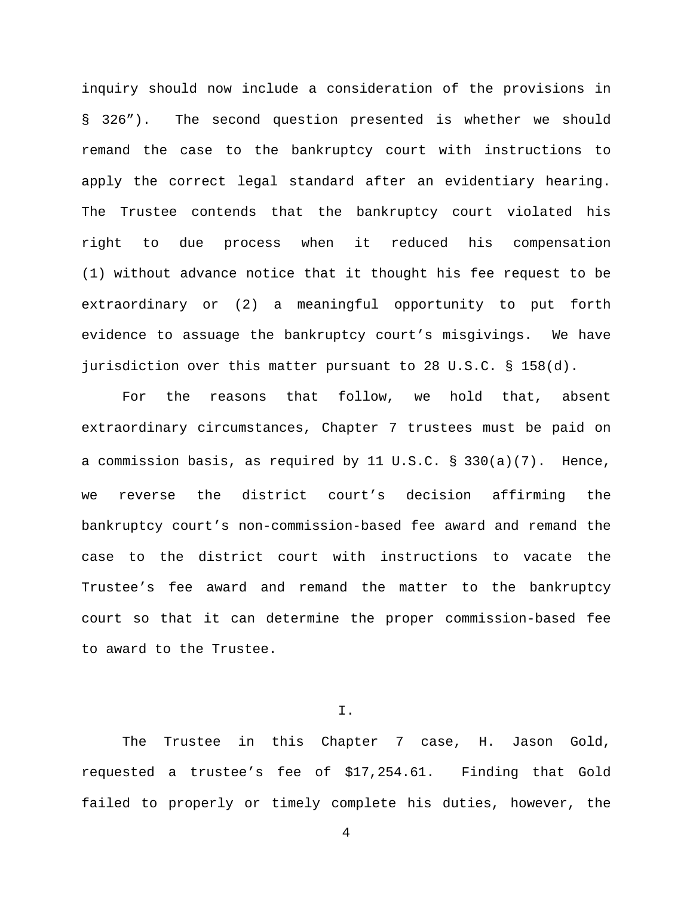inquiry should now include a consideration of the provisions in § 326”). The second question presented is whether we should remand the case to the bankruptcy court with instructions to apply the correct legal standard after an evidentiary hearing. The Trustee contends that the bankruptcy court violated his right to due process when it reduced his compensation (1) without advance notice that it thought his fee request to be extraordinary or (2) a meaningful opportunity to put forth evidence to assuage the bankruptcy court's misgivings. We have jurisdiction over this matter pursuant to 28 U.S.C. § 158(d).

For the reasons that follow, we hold that, absent extraordinary circumstances, Chapter 7 trustees must be paid on a commission basis, as required by 11 U.S.C. § 330(a)(7). Hence, we reverse the district court's decision affirming the bankruptcy court's non-commission-based fee award and remand the case to the district court with instructions to vacate the Trustee's fee award and remand the matter to the bankruptcy court so that it can determine the proper commission-based fee to award to the Trustee.

## I.

The Trustee in this Chapter 7 case, H. Jason Gold, requested a trustee's fee of $17,254.61. Finding that Gold failed to properly or timely complete his duties, however, the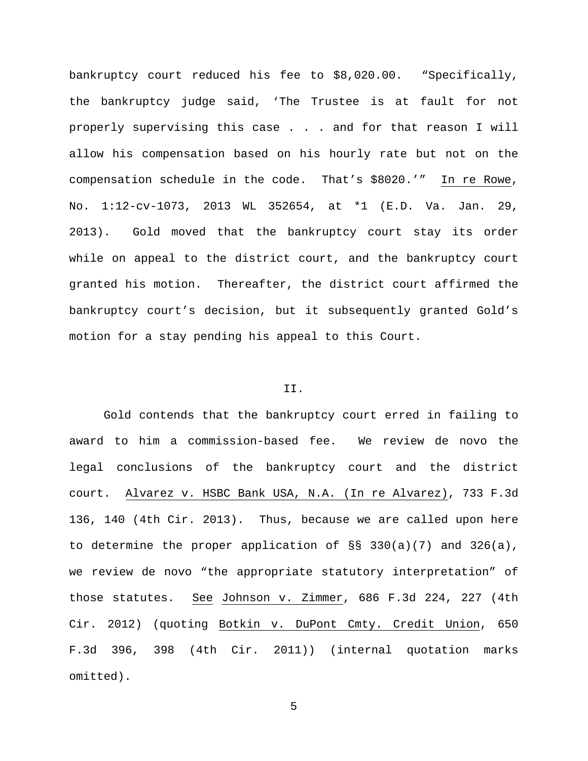bankruptcy court reduced his fee to $8,020.00. "Specifically, the bankruptcy judge said, 'The Trustee is at fault for not properly supervising this case . . . and for that reason I will allow his compensation based on his hourly rate but not on the compensation schedule in the code. That's $8020.'" In re Rowe, No. 1:12-cv-1073, 2013 WL 352654, at *1 (E.D. Va. Jan. 29, 2013). Gold moved that the bankruptcy court stay its order while on appeal to the district court, and the bankruptcy court granted his motion. Thereafter, the district court affirmed the bankruptcy court's decision, but it subsequently granted Gold's motion for a stay pending his appeal to this Court.

## II.

Gold contends that the bankruptcy court erred in failing to award to him a commission-based fee. We review de novo the legal conclusions of the bankruptcy court and the district court. Alvarez v. HSBC Bank USA, N.A. (In re Alvarez), 733 F.3d 136, 140 (4th Cir. 2013). Thus, because we are called upon here to determine the proper application of §§ 330(a)(7) and 326(a), we review de novo "the appropriate statutory interpretation" of those statutes. See Johnson v. Zimmer, 686 F.3d 224, 227 (4th Cir. 2012) (quoting Botkin v. DuPont Cmty. Credit Union, 650 F.3d 396, 398 (4th Cir. 2011)) (internal quotation marks omitted).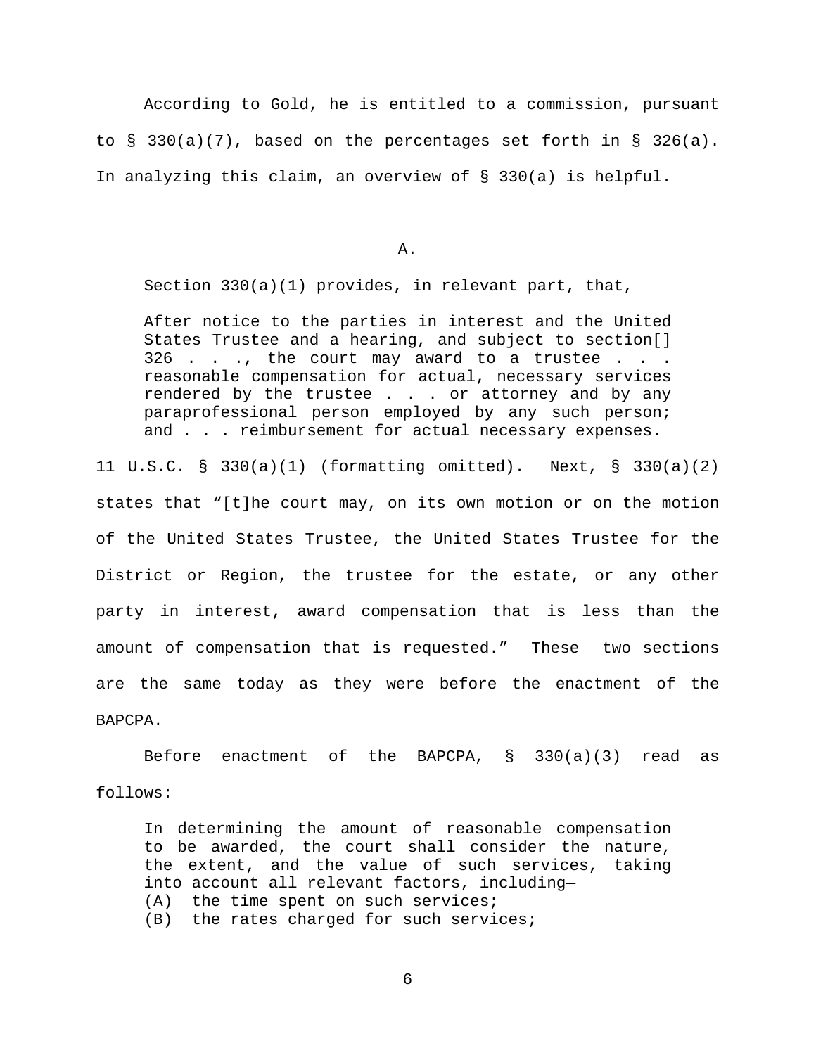According to Gold, he is entitled to a commission, pursuant to § 330(a)(7), based on the percentages set forth in § 326(a). In analyzing this claim, an overview of § 330(a) is helpful.

A.

Section 330(a)(1) provides, in relevant part, that,

> After notice to the parties in interest and the United States Trustee and a hearing, and subject to section[] 326 . . ., the court may award to a trustee . . . reasonable compensation for actual, necessary services rendered by the trustee . . . or attorney and by any paraprofessional person employed by any such person; and . . . reimbursement for actual necessary expenses.

11 U.S.C. § 330(a)(1) (formatting omitted). Next, § 330(a)(2) states that "[t]he court may, on its own motion or on the motion of the United States Trustee, the United States Trustee for the District or Region, the trustee for the estate, or any other party in interest, award compensation that is less than the amount of compensation that is requested." These two sections are the same today as they were before the enactment of the BAPCPA.

Before enactment of the BAPCPA, § 330(a)(3) read as follows:

> In determining the amount of reasonable compensation to be awarded, the court shall consider the nature, the extent, and the value of such services, taking into account all relevant factors, including—
> (A) the time spent on such services;
> (B) the rates charged for such services;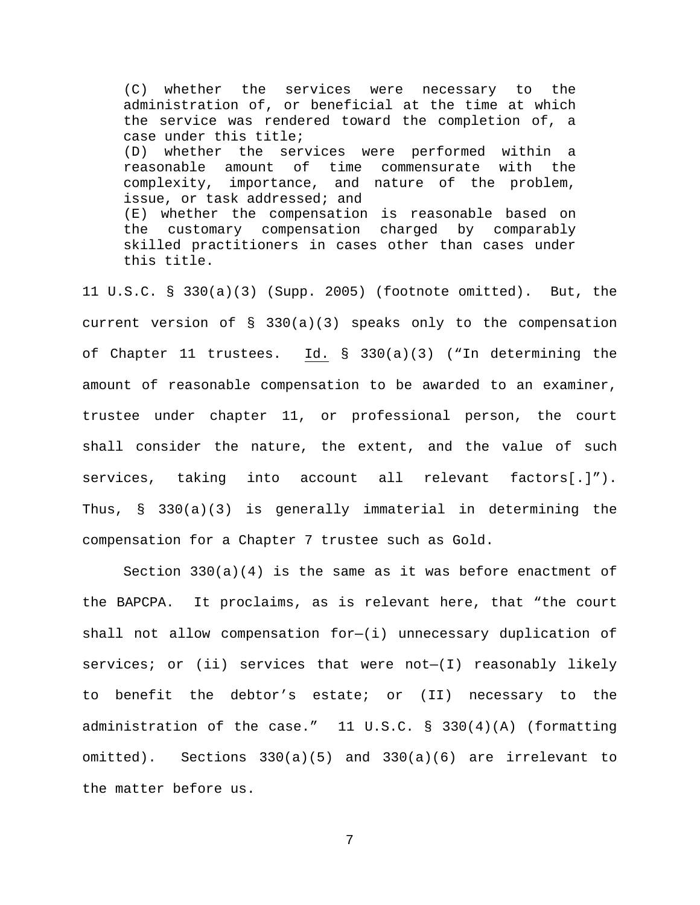> (C) whether the services were necessary to the administration of, or beneficial at the time at which the service was rendered toward the completion of, a case under this title;
> (D) whether the services were performed within a reasonable amount of time commensurate with the complexity, importance, and nature of the problem, issue, or task addressed; and
> (E) whether the compensation is reasonable based on the customary compensation charged by comparably skilled practitioners in cases other than cases under this title.

11 U.S.C. § 330(a)(3) (Supp. 2005) (footnote omitted). But, the current version of § 330(a)(3) speaks only to the compensation of Chapter 11 trustees. Id. § 330(a)(3) ("In determining the amount of reasonable compensation to be awarded to an examiner, trustee under chapter 11, or professional person, the court shall consider the nature, the extent, and the value of such services, taking into account all relevant factors[.]"). Thus, § 330(a)(3) is generally immaterial in determining the compensation for a Chapter 7 trustee such as Gold.

Section 330(a)(4) is the same as it was before enactment of the BAPCPA. It proclaims, as is relevant here, that "the court shall not allow compensation for—(i) unnecessary duplication of services; or (ii) services that were not—(I) reasonably likely to benefit the debtor's estate; or (II) necessary to the administration of the case." 11 U.S.C. § 330(4)(A) (formatting omitted). Sections 330(a)(5) and 330(a)(6) are irrelevant to the matter before us.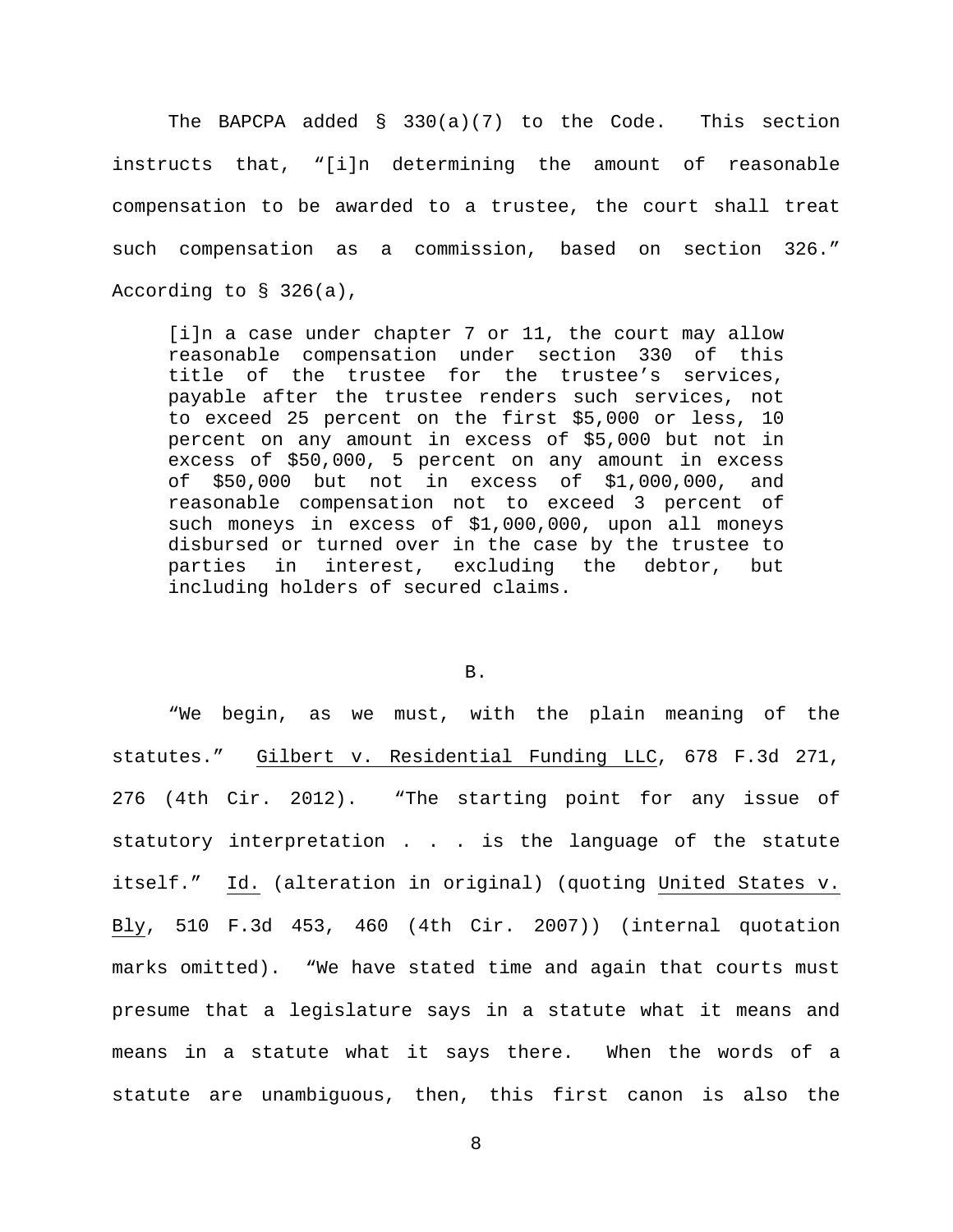The BAPCPA added § 330(a)(7) to the Code. This section instructs that, "[i]n determining the amount of reasonable compensation to be awarded to a trustee, the court shall treat such compensation as a commission, based on section 326." According to § 326(a),

> [i]n a case under chapter 7 or 11, the court may allow reasonable compensation under section 330 of this title of the trustee for the trustee's services, payable after the trustee renders such services, not to exceed 25 percent on the first $5,000 or less, 10 percent on any amount in excess of $5,000 but not in excess of $50,000, 5 percent on any amount in excess of $50,000 but not in excess of $1,000,000, and reasonable compensation not to exceed 3 percent of such moneys in excess of $1,000,000, upon all moneys disbursed or turned over in the case by the trustee to parties in interest, excluding the debtor, but including holders of secured claims.

B.

"We begin, as we must, with the plain meaning of the statutes." Gilbert v. Residential Funding LLC, 678 F.3d 271, 276 (4th Cir. 2012). "The starting point for any issue of statutory interpretation . . . is the language of the statute itself." Id. (alteration in original) (quoting United States v. Bly, 510 F.3d 453, 460 (4th Cir. 2007)) (internal quotation marks omitted). "We have stated time and again that courts must presume that a legislature says in a statute what it means and means in a statute what it says there. When the words of a statute are unambiguous, then, this first canon is also the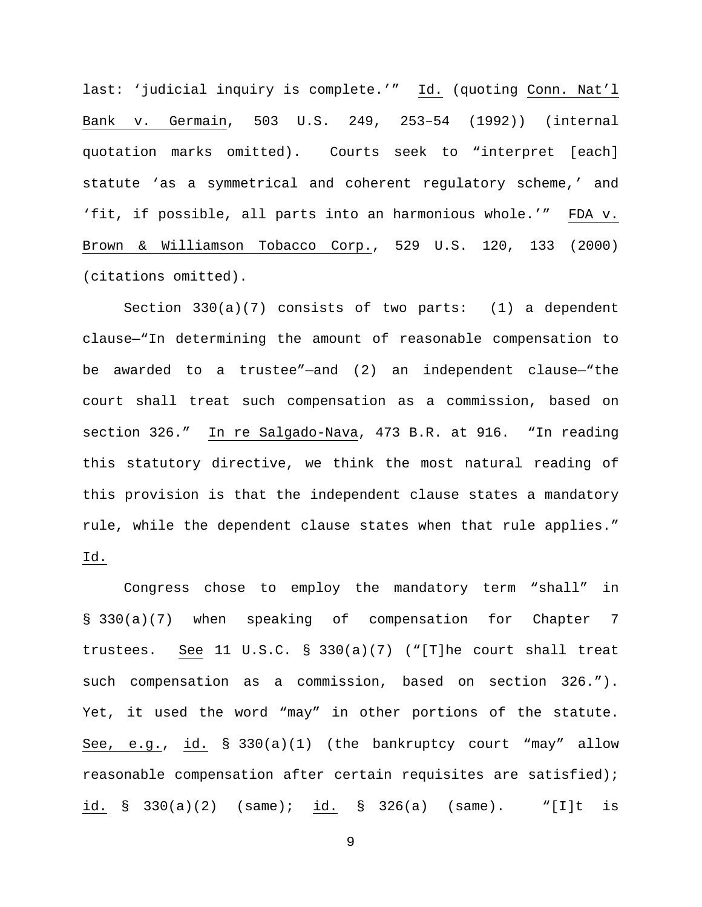last: 'judicial inquiry is complete.'" Id. (quoting Conn. Nat'l Bank v. Germain, 503 U.S. 249, 253–54 (1992)) (internal quotation marks omitted). Courts seek to "interpret [each] statute 'as a symmetrical and coherent regulatory scheme,' and 'fit, if possible, all parts into an harmonious whole.'" FDA v. Brown & Williamson Tobacco Corp., 529 U.S. 120, 133 (2000) (citations omitted).

Section 330(a)(7) consists of two parts: (1) a dependent clause—"In determining the amount of reasonable compensation to be awarded to a trustee"—and (2) an independent clause—"the court shall treat such compensation as a commission, based on section 326." In re Salgado-Nava, 473 B.R. at 916. "In reading this statutory directive, we think the most natural reading of this provision is that the independent clause states a mandatory rule, while the dependent clause states when that rule applies." Id.

Congress chose to employ the mandatory term "shall" in § 330(a)(7) when speaking of compensation for Chapter 7 trustees. See 11 U.S.C. § 330(a)(7) ("[T]he court shall treat such compensation as a commission, based on section 326."). Yet, it used the word "may" in other portions of the statute. See, e.g., id. § 330(a)(1) (the bankruptcy court "may" allow reasonable compensation after certain requisites are satisfied); id. § 330(a)(2) (same); id. § 326(a) (same). "[I]t is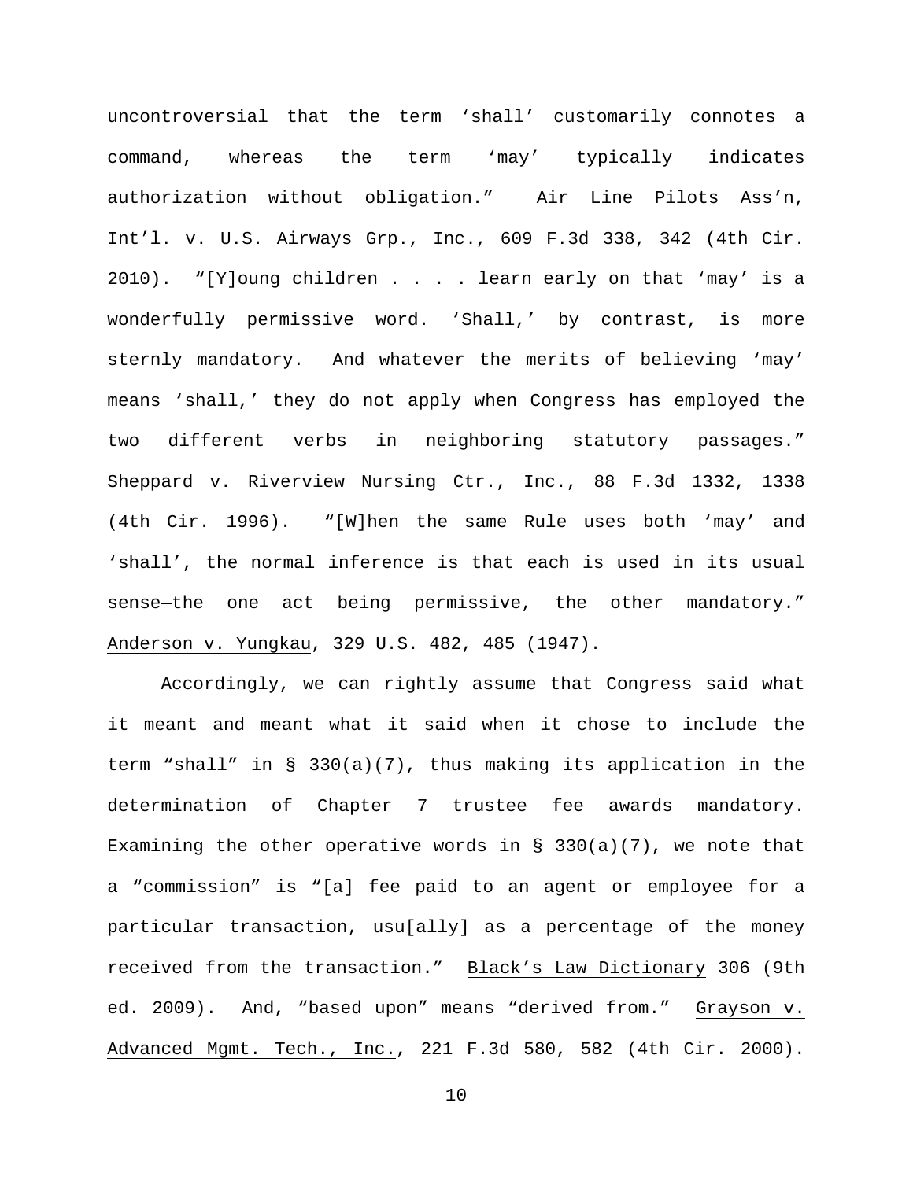uncontroversial that the term 'shall' customarily connotes a command, whereas the term 'may' typically indicates authorization without obligation." Air Line Pilots Ass'n, Int'l. v. U.S. Airways Grp., Inc., 609 F.3d 338, 342 (4th Cir. 2010). "[Y]oung children . . . . learn early on that 'may' is a wonderfully permissive word. 'Shall,' by contrast, is more sternly mandatory. And whatever the merits of believing 'may' means 'shall,' they do not apply when Congress has employed the two different verbs in neighboring statutory passages." Sheppard v. Riverview Nursing Ctr., Inc., 88 F.3d 1332, 1338 (4th Cir. 1996). "[W]hen the same Rule uses both 'may' and 'shall', the normal inference is that each is used in its usual sense—the one act being permissive, the other mandatory." Anderson v. Yungkau, 329 U.S. 482, 485 (1947).

Accordingly, we can rightly assume that Congress said what it meant and meant what it said when it chose to include the term "shall" in § 330(a)(7), thus making its application in the determination of Chapter 7 trustee fee awards mandatory. Examining the other operative words in § 330(a)(7), we note that a "commission" is "[a] fee paid to an agent or employee for a particular transaction, usu[ally] as a percentage of the money received from the transaction." Black's Law Dictionary 306 (9th ed. 2009). And, "based upon" means "derived from." Grayson v. Advanced Mgmt. Tech., Inc., 221 F.3d 580, 582 (4th Cir. 2000).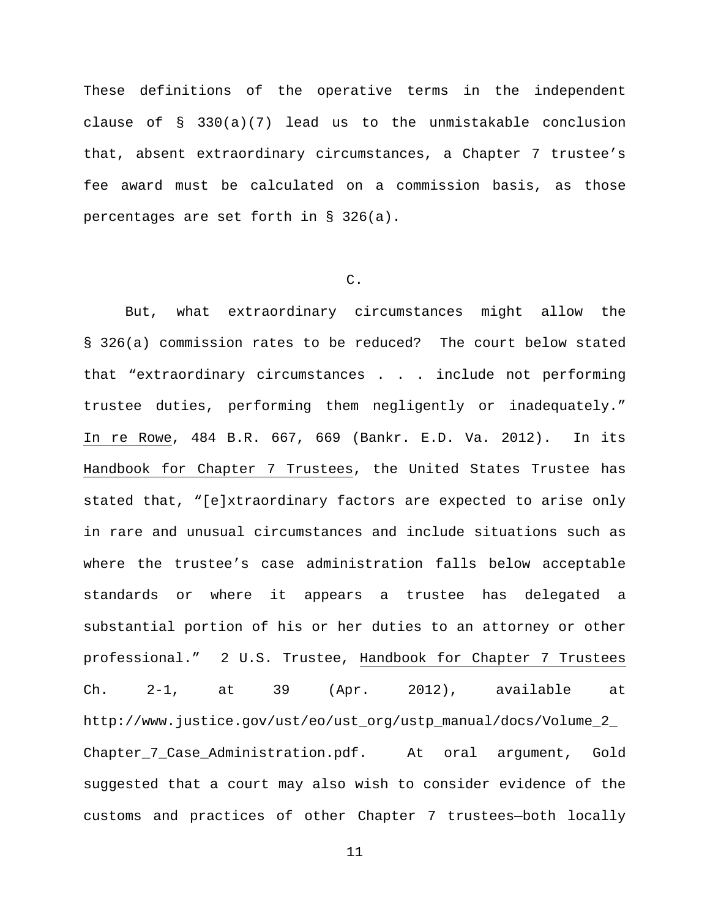These definitions of the operative terms in the independent clause of § 330(a)(7) lead us to the unmistakable conclusion that, absent extraordinary circumstances, a Chapter 7 trustee's fee award must be calculated on a commission basis, as those percentages are set forth in § 326(a).

## C.

But, what extraordinary circumstances might allow the § 326(a) commission rates to be reduced? The court below stated that "extraordinary circumstances . . . include not performing trustee duties, performing them negligently or inadequately." In re Rowe, 484 B.R. 667, 669 (Bankr. E.D. Va. 2012). In its Handbook for Chapter 7 Trustees, the United States Trustee has stated that, "[e]xtraordinary factors are expected to arise only in rare and unusual circumstances and include situations such as where the trustee's case administration falls below acceptable standards or where it appears a trustee has delegated a substantial portion of his or her duties to an attorney or other professional." 2 U.S. Trustee, Handbook for Chapter 7 Trustees Ch. 2-1, at 39 (Apr. 2012), available at http://www.justice.gov/ust/eo/ust_org/ustp_manual/docs/Volume_2_Chapter_7_Case_Administration.pdf. At oral argument, Gold suggested that a court may also wish to consider evidence of the customs and practices of other Chapter 7 trustees—both locally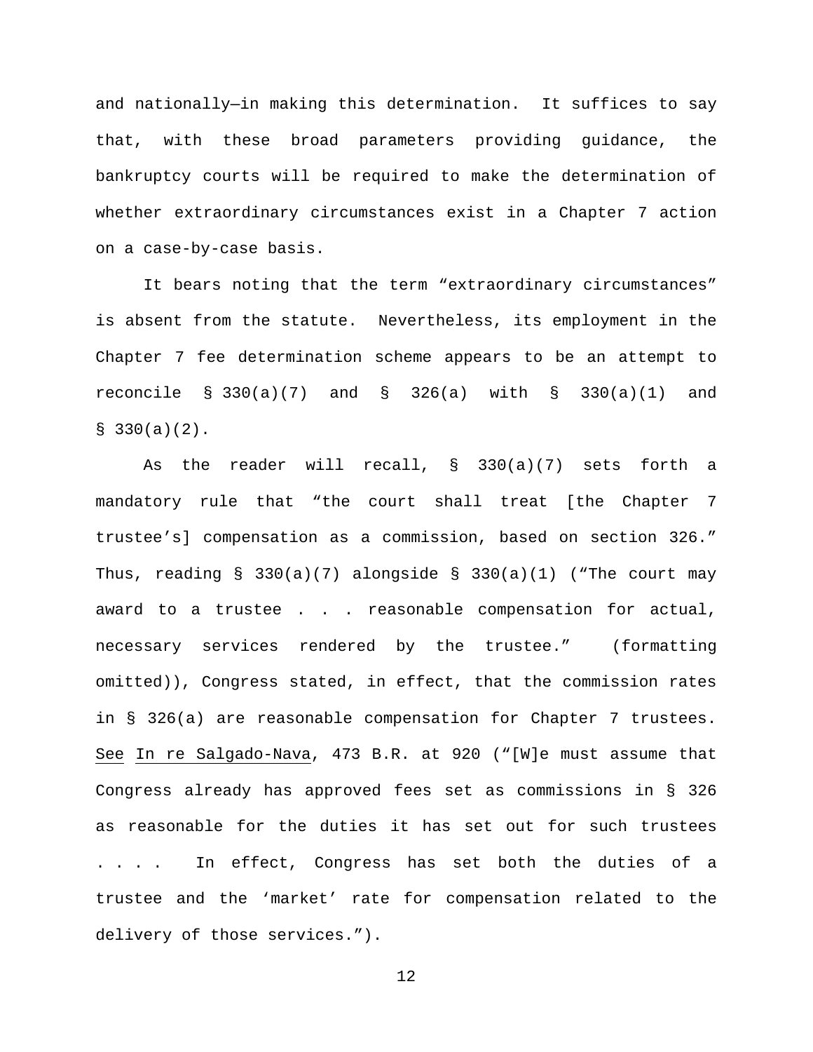and nationally—in making this determination. It suffices to say that, with these broad parameters providing guidance, the bankruptcy courts will be required to make the determination of whether extraordinary circumstances exist in a Chapter 7 action on a case-by-case basis.

It bears noting that the term "extraordinary circumstances" is absent from the statute. Nevertheless, its employment in the Chapter 7 fee determination scheme appears to be an attempt to reconcile § 330(a)(7) and § 326(a) with § 330(a)(1) and § 330(a)(2).

As the reader will recall, § 330(a)(7) sets forth a mandatory rule that "the court shall treat [the Chapter 7 trustee's] compensation as a commission, based on section 326." Thus, reading § 330(a)(7) alongside § 330(a)(1) ("The court may award to a trustee . . . reasonable compensation for actual, necessary services rendered by the trustee." (formatting omitted)), Congress stated, in effect, that the commission rates in § 326(a) are reasonable compensation for Chapter 7 trustees. See In re Salgado-Nava, 473 B.R. at 920 ("[W]e must assume that Congress already has approved fees set as commissions in § 326 as reasonable for the duties it has set out for such trustees . . . . In effect, Congress has set both the duties of a trustee and the 'market' rate for compensation related to the delivery of those services.").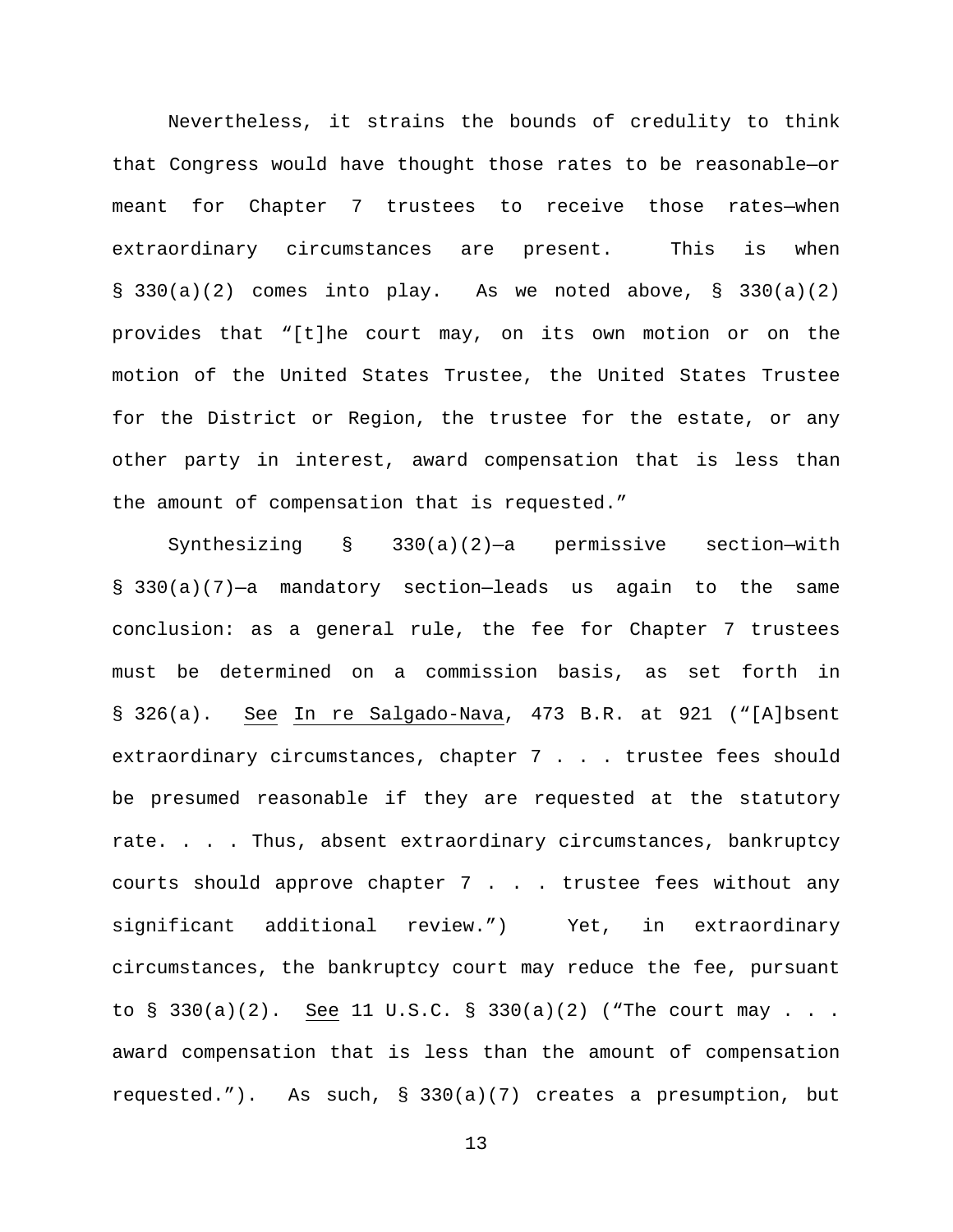Nevertheless, it strains the bounds of credulity to think that Congress would have thought those rates to be reasonable—or meant for Chapter 7 trustees to receive those rates—when extraordinary circumstances are present. This is when § 330(a)(2) comes into play. As we noted above, § 330(a)(2) provides that "[t]he court may, on its own motion or on the motion of the United States Trustee, the United States Trustee for the District or Region, the trustee for the estate, or any other party in interest, award compensation that is less than the amount of compensation that is requested."

Synthesizing § 330(a)(2)—a permissive section—with § 330(a)(7)—a mandatory section—leads us again to the same conclusion: as a general rule, the fee for Chapter 7 trustees must be determined on a commission basis, as set forth in § 326(a). See In re Salgado-Nava, 473 B.R. at 921 ("[A]bsent extraordinary circumstances, chapter 7 . . . trustee fees should be presumed reasonable if they are requested at the statutory rate. . . . Thus, absent extraordinary circumstances, bankruptcy courts should approve chapter 7 . . . trustee fees without any significant additional review.") Yet, in extraordinary circumstances, the bankruptcy court may reduce the fee, pursuant to § 330(a)(2). See 11 U.S.C. § 330(a)(2) ("The court may . . . award compensation that is less than the amount of compensation requested."). As such, § 330(a)(7) creates a presumption, but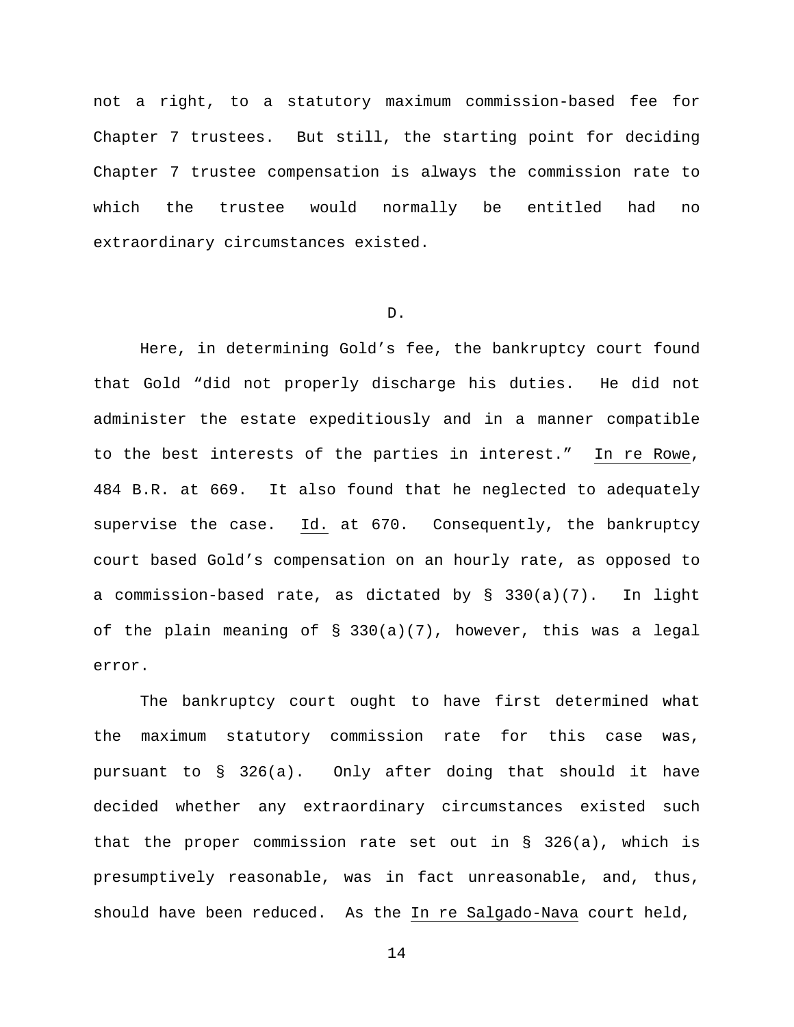not a right, to a statutory maximum commission-based fee for Chapter 7 trustees. But still, the starting point for deciding Chapter 7 trustee compensation is always the commission rate to which the trustee would normally be entitled had no extraordinary circumstances existed.

D.

Here, in determining Gold's fee, the bankruptcy court found that Gold "did not properly discharge his duties. He did not administer the estate expeditiously and in a manner compatible to the best interests of the parties in interest." In re Rowe, 484 B.R. at 669. It also found that he neglected to adequately supervise the case. Id. at 670. Consequently, the bankruptcy court based Gold's compensation on an hourly rate, as opposed to a commission-based rate, as dictated by § 330(a)(7). In light of the plain meaning of § 330(a)(7), however, this was a legal error.

The bankruptcy court ought to have first determined what the maximum statutory commission rate for this case was, pursuant to § 326(a). Only after doing that should it have decided whether any extraordinary circumstances existed such that the proper commission rate set out in § 326(a), which is presumptively reasonable, was in fact unreasonable, and, thus, should have been reduced. As the In re Salgado-Nava court held,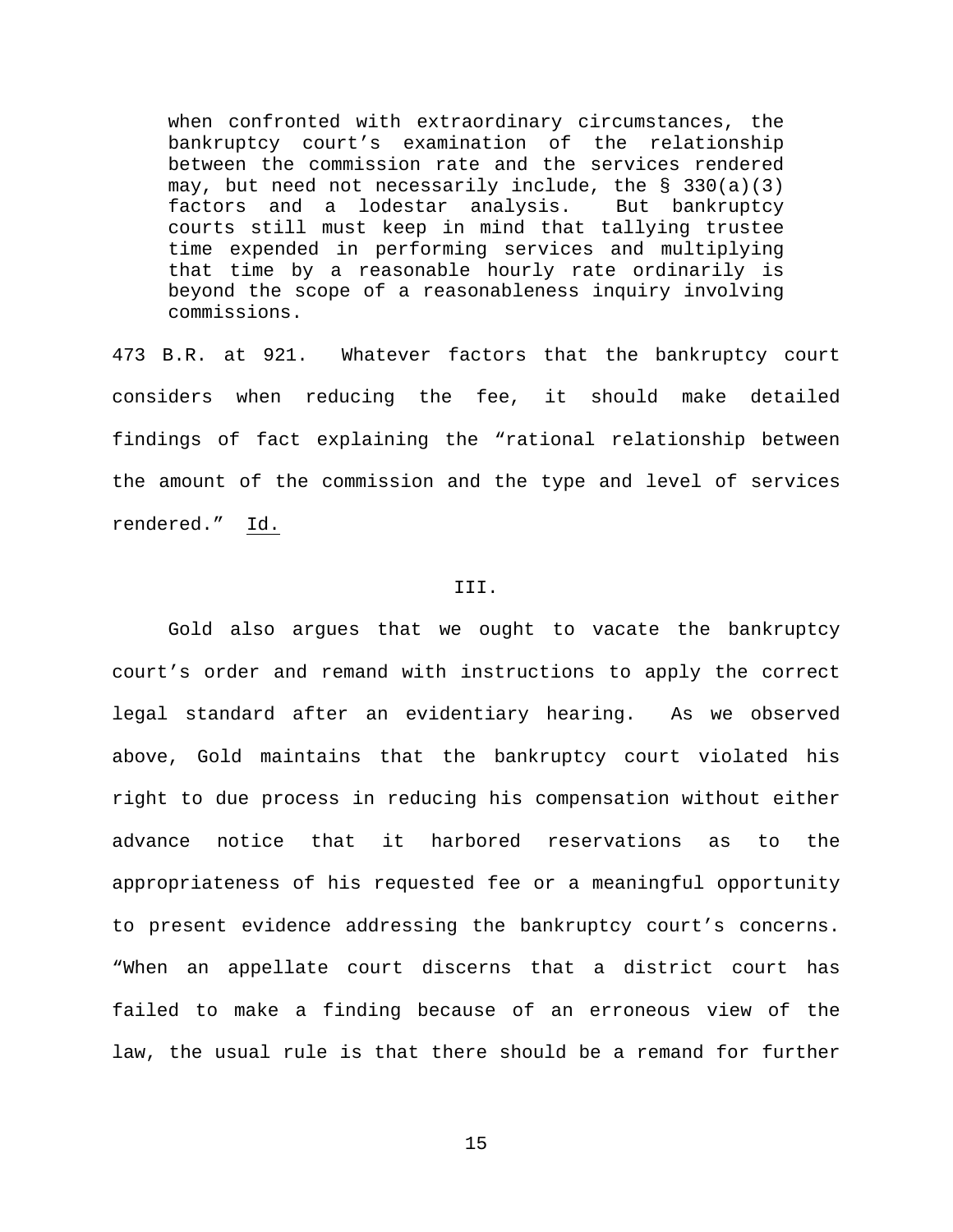> when confronted with extraordinary circumstances, the bankruptcy court's examination of the relationship between the commission rate and the services rendered may, but need not necessarily include, the § 330(a)(3) factors and a lodestar analysis. But bankruptcy courts still must keep in mind that tallying trustee time expended in performing services and multiplying that time by a reasonable hourly rate ordinarily is beyond the scope of a reasonableness inquiry involving commissions.

473 B.R. at 921. Whatever factors that the bankruptcy court considers when reducing the fee, it should make detailed findings of fact explaining the "rational relationship between the amount of the commission and the type and level of services rendered." Id.

## III.

Gold also argues that we ought to vacate the bankruptcy court's order and remand with instructions to apply the correct legal standard after an evidentiary hearing. As we observed above, Gold maintains that the bankruptcy court violated his right to due process in reducing his compensation without either advance notice that it harbored reservations as to the appropriateness of his requested fee or a meaningful opportunity to present evidence addressing the bankruptcy court's concerns. "When an appellate court discerns that a district court has failed to make a finding because of an erroneous view of the law, the usual rule is that there should be a remand for further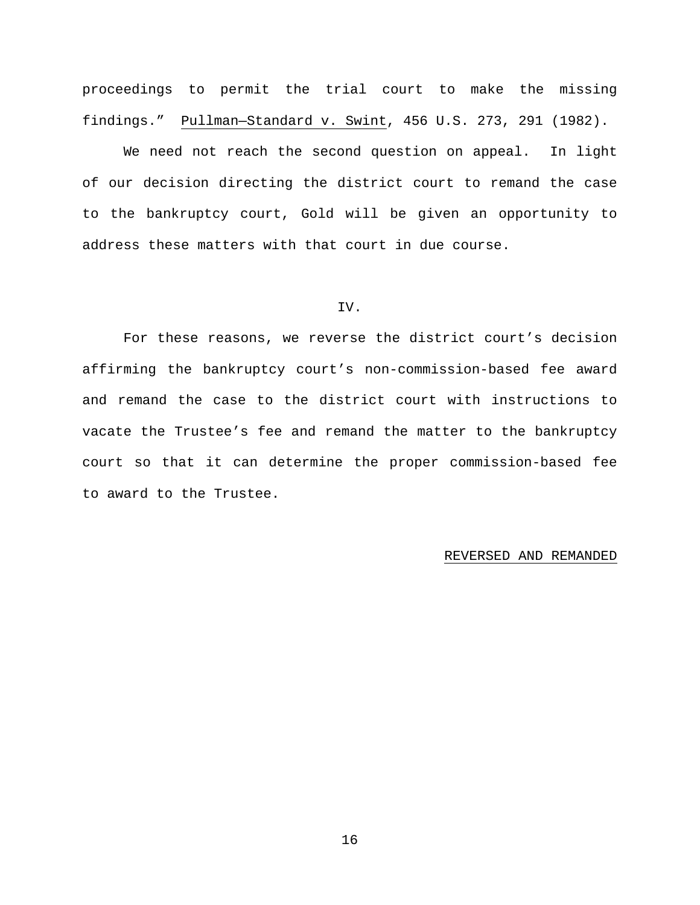proceedings to permit the trial court to make the missing findings." Pullman—Standard v. Swint, 456 U.S. 273, 291 (1982).

We need not reach the second question on appeal. In light of our decision directing the district court to remand the case to the bankruptcy court, Gold will be given an opportunity to address these matters with that court in due course.

IV.

For these reasons, we reverse the district court's decision affirming the bankruptcy court's non-commission-based fee award and remand the case to the district court with instructions to vacate the Trustee's fee and remand the matter to the bankruptcy court so that it can determine the proper commission-based fee to award to the Trustee.

REVERSED AND REMANDED